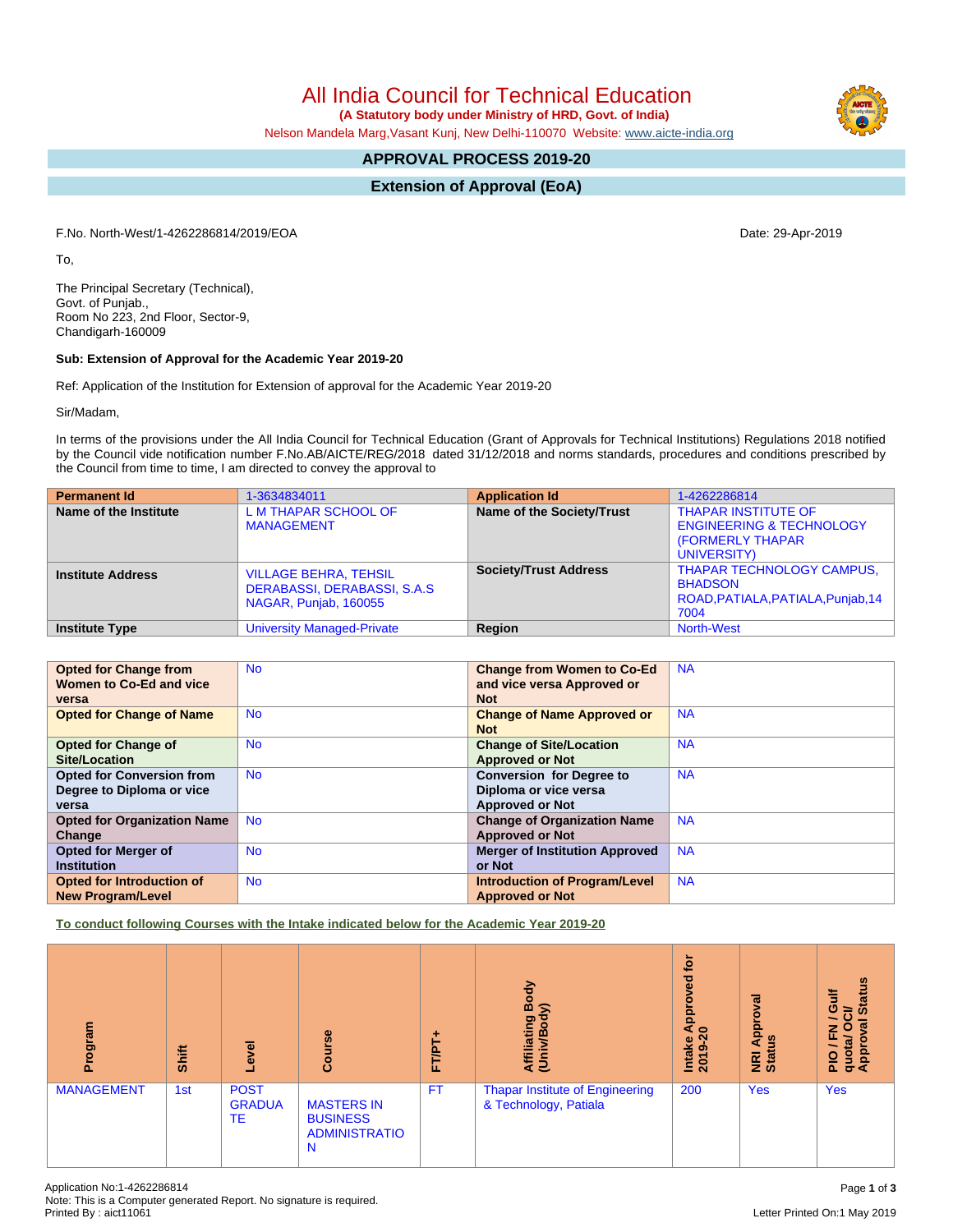# All India Council for Technical Education

**(A Statutory body under Ministry of HRD, Govt. of India)**

Nelson Mandela Marg,Vasant Kunj, New Delhi-110070 Website: www.aicte-india.org

## APPROVAL PROCESS 2019-20

## Extension of Approval (EoA)

F.No. North-West/1-4262286814/2019/EOA

Date: 29-Apr-2019

To,

The Principal Secretary (Technical),
Govt. of Punjab.,
Room No 223, 2nd Floor, Sector-9,
Chandigarh-160009

**Sub: Extension of Approval for the Academic Year 2019-20**

Ref: Application of the Institution for Extension of approval for the Academic Year 2019-20

Sir/Madam,

In terms of the provisions under the All India Council for Technical Education (Grant of Approvals for Technical Institutions) Regulations 2018 notified by the Council vide notification number F.No.AB/AICTE/REG/2018 dated 31/12/2018 and norms standards, procedures and conditions prescribed by the Council from time to time, I am directed to convey the approval to

| **Permanent Id** | 1-3634834011 | **Application Id** | 1-4262286814 |
|---|---|---|---|
| **Name of the Institute** | L M THAPAR SCHOOL OF MANAGEMENT | **Name of the Society/Trust** | THAPAR INSTITUTE OF ENGINEERING & TECHNOLOGY (FORMERLY THAPAR UNIVERSITY) |
| **Institute Address** | VILLAGE BEHRA, TEHSIL DERABASSI, DERABASSI, S.A.S NAGAR, Punjab, 160055 | **Society/Trust Address** | THAPAR TECHNOLOGY CAMPUS, BHADSON ROAD,PATIALA,PATIALA,Punjab,147004 |
| **Institute Type** | University Managed-Private | **Region** | North-West |

| **Opted for Change from Women to Co-Ed and vice versa** | No | **Change from Women to Co-Ed and vice versa Approved or Not** | NA |
|---|---|---|---|
| **Opted for Change of Name** | No | **Change of Name Approved or Not** | NA |
| **Opted for Change of Site/Location** | No | **Change of Site/Location Approved or Not** | NA |
| **Opted for Conversion from Degree to Diploma or vice versa** | No | **Conversion for Degree to Diploma or vice versa Approved or Not** | NA |
| **Opted for Organization Name Change** | No | **Change of Organization Name Approved or Not** | NA |
| **Opted for Merger of Institution** | No | **Merger of Institution Approved or Not** | NA |
| **Opted for Introduction of New Program/Level** | No | **Introduction of Program/Level Approved or Not** | NA |

**To conduct following Courses with the Intake indicated below for the Academic Year 2019-20**

| Program | Shift | Level | Course | FT/PT+ | Affiliating Body (Univ/Body) | Intake Approved for 2019-20 | NRI Approval Status | PIO / FN / Gulf quota/ OCI/ Approval Status |
|---|---|---|---|---|---|---|---|---|
| MANAGEMENT | 1st | POST GRADUATE | MASTERS IN BUSINESS ADMINISTRATION | FT | Thapar Institute of Engineering & Technology, Patiala | 200 | Yes | Yes |

Application No:1-4262286814
Note: This is a Computer generated Report. No signature is required.
Printed By : aict11061

Letter Printed On:1 May 2019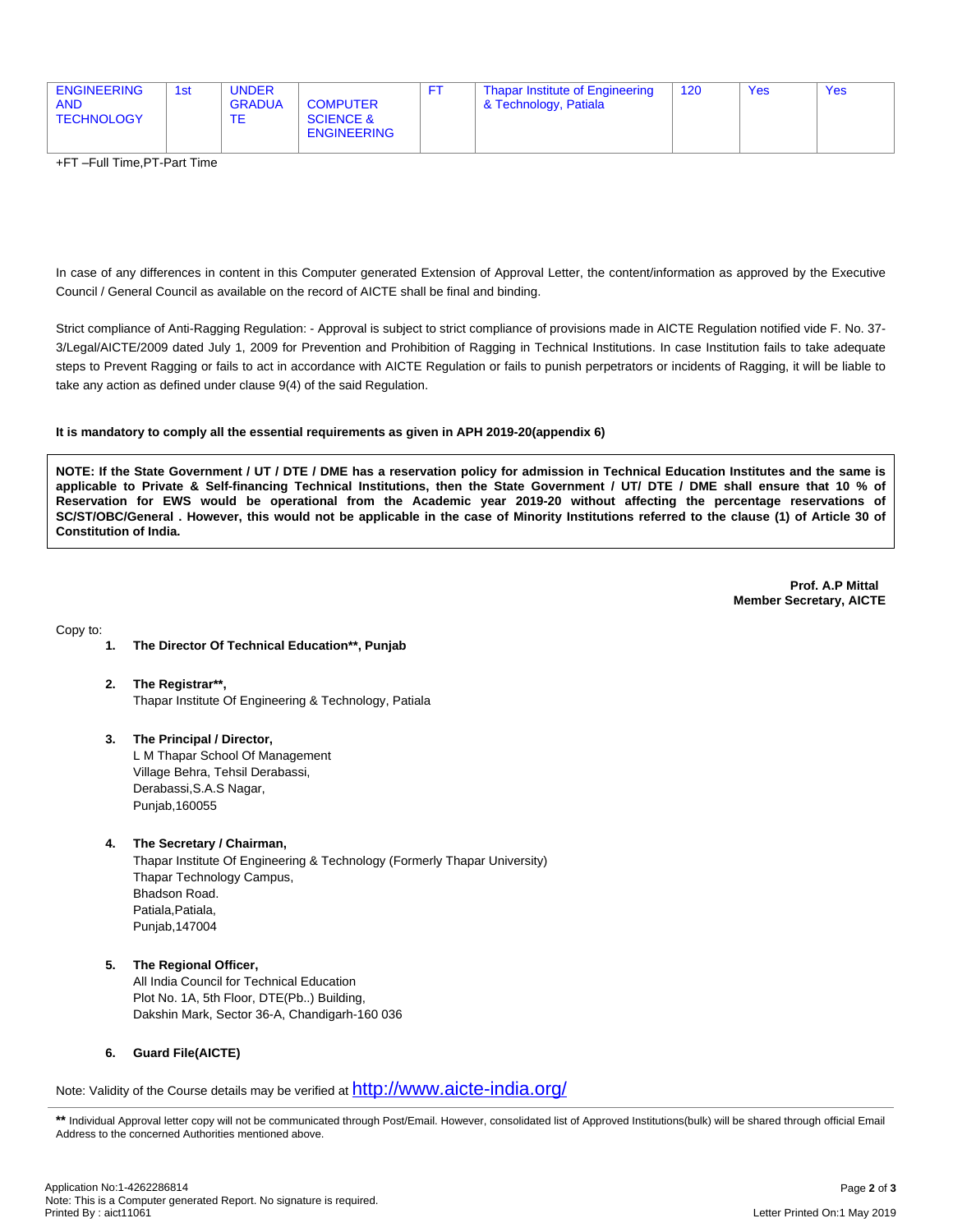| | | | | | | | | |
|---|---|---|---|---|---|---|---|---|
| ENGINEERING AND TECHNOLOGY | 1st | UNDER GRADUATE | COMPUTER SCIENCE & ENGINEERING | FT | Thapar Institute of Engineering & Technology, Patiala | 120 | Yes | Yes |

+FT –Full Time,PT-Part Time

In case of any differences in content in this Computer generated Extension of Approval Letter, the content/information as approved by the Executive Council / General Council as available on the record of AICTE shall be final and binding.

Strict compliance of Anti-Ragging Regulation: - Approval is subject to strict compliance of provisions made in AICTE Regulation notified vide F. No. 37-3/Legal/AICTE/2009 dated July 1, 2009 for Prevention and Prohibition of Ragging in Technical Institutions. In case Institution fails to take adequate steps to Prevent Ragging or fails to act in accordance with AICTE Regulation or fails to punish perpetrators or incidents of Ragging, it will be liable to take any action as defined under clause 9(4) of the said Regulation.

**It is mandatory to comply all the essential requirements as given in APH 2019-20(appendix 6)**

**NOTE: If the State Government / UT / DTE / DME has a reservation policy for admission in Technical Education Institutes and the same is applicable to Private & Self-financing Technical Institutions, then the State Government / UT/ DTE / DME shall ensure that 10 % of Reservation for EWS would be operational from the Academic year 2019-20 without affecting the percentage reservations of SC/ST/OBC/General . However, this would not be applicable in the case of Minority Institutions referred to the clause (1) of Article 30 of Constitution of India.**

**Prof. A.P Mittal**
**Member Secretary, AICTE**

Copy to:

1. **The Director Of Technical Education**, Punjab**

2. **The Registrar**,**
   Thapar Institute Of Engineering & Technology, Patiala

3. **The Principal / Director,**
   L M Thapar School Of Management
   Village Behra, Tehsil Derabassi,
   Derabassi,S.A.S Nagar,
   Punjab,160055

4. **The Secretary / Chairman,**
   Thapar Institute Of Engineering & Technology (Formerly Thapar University)
   Thapar Technology Campus,
   Bhadson Road.
   Patiala,Patiala,
   Punjab,147004

5. **The Regional Officer,**
   All India Council for Technical Education
   Plot No. 1A, 5th Floor, DTE(Pb..) Building,
   Dakshin Mark, Sector 36-A, Chandigarh-160 036

6. **Guard File(AICTE)**

Note: Validity of the Course details may be verified at http://www.aicte-india.org/

** Individual Approval letter copy will not be communicated through Post/Email. However, consolidated list of Approved Institutions(bulk) will be shared through official Email Address to the concerned Authorities mentioned above.

Application No:1-4262286814
Note: This is a Computer generated Report. No signature is required.
Printed By : aict11061

Letter Printed On:1 May 2019